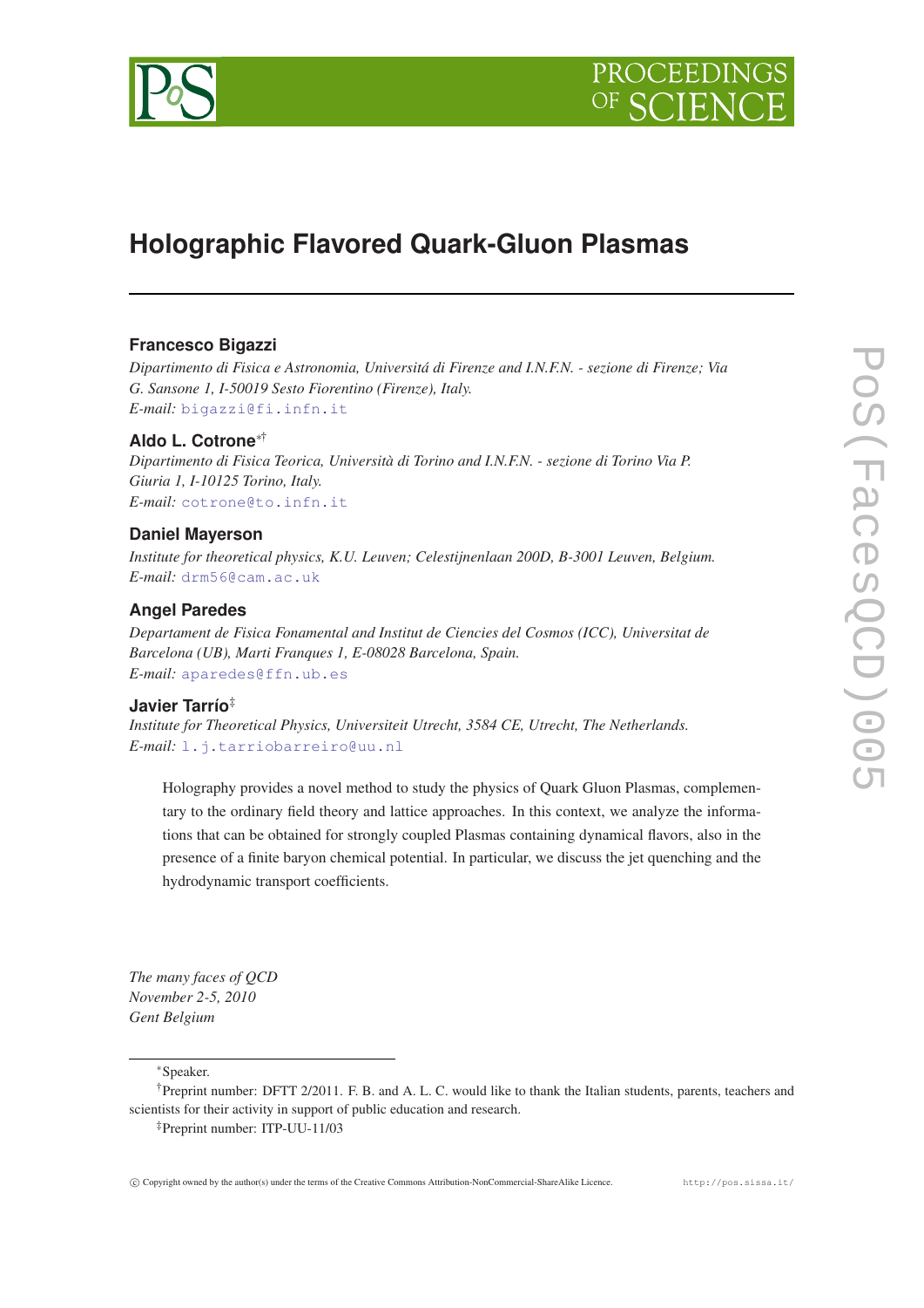# Holographic Flavored Quark-Gluon Plasmas

**Francesco Bigazzi**

*Dipartimento di Fisica e Astronomia, Universitá di Firenze and I.N.F.N. - sezione di Firenze; Via G. Sansone 1, I-50019 Sesto Fiorentino (Firenze), Italy.*
*E-mail:* bigazzi@fi.infn.it

**Aldo L. Cotrone**[*†]

*Dipartimento di Fisica Teorica, Università di Torino and I.N.F.N. - sezione di Torino Via P. Giuria 1, I-10125 Torino, Italy.*
*E-mail:* cotrone@to.infn.it

**Daniel Mayerson**

*Institute for theoretical physics, K.U. Leuven; Celestijnenlaan 200D, B-3001 Leuven, Belgium.*
*E-mail:* drm56@cam.ac.uk

**Angel Paredes**

*Departament de Fisica Fonamental and Institut de Ciencies del Cosmos (ICC), Universitat de Barcelona (UB), Marti Franques 1, E-08028 Barcelona, Spain.*
*E-mail:* aparedes@ffn.ub.es

**Javier Tarrío**[‡]

*Institute for Theoretical Physics, Universiteit Utrecht, 3584 CE, Utrecht, The Netherlands.*
*E-mail:* l.j.tarriobarreiro@uu.nl

Holography provides a novel method to study the physics of Quark Gluon Plasmas, complementary to the ordinary field theory and lattice approaches. In this context, we analyze the informations that can be obtained for strongly coupled Plasmas containing dynamical flavors, also in the presence of a finite baryon chemical potential. In particular, we discuss the jet quenching and the hydrodynamic transport coefficients.

*The many faces of QCD*
*November 2-5, 2010*
*Gent Belgium*

---

[*] Speaker.

[†] Preprint number: DFTT 2/2011. F. B. and A. L. C. would like to thank the Italian students, parents, teachers and scientists for their activity in support of public education and research.

[‡] Preprint number: ITP-UU-11/03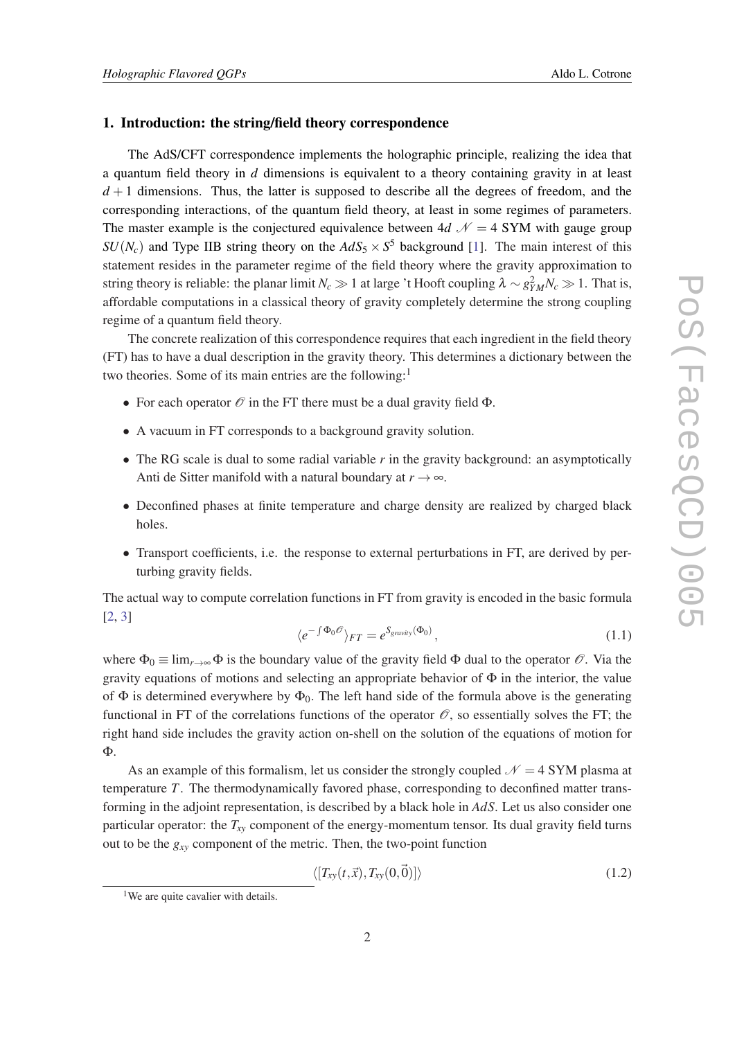## 1. Introduction: the string/field theory correspondence

The AdS/CFT correspondence implements the holographic principle, realizing the idea that a quantum field theory in $d$ dimensions is equivalent to a theory containing gravity in at least $d+1$ dimensions. Thus, the latter is supposed to describe all the degrees of freedom, and the corresponding interactions, of the quantum field theory, at least in some regimes of parameters. The master example is the conjectured equivalence between $4d$ $\mathcal{N}=4$ SYM with gauge group $SU(N_c)$ and Type IIB string theory on the $AdS_5 \times S^5$ background [1]. The main interest of this statement resides in the parameter regime of the field theory where the gravity approximation to string theory is reliable: the planar limit $N_c \gg 1$ at large 't Hooft coupling $\lambda \sim g_{YM}^2 N_c \gg 1$. That is, affordable computations in a classical theory of gravity completely determine the strong coupling regime of a quantum field theory.

The concrete realization of this correspondence requires that each ingredient in the field theory (FT) has to have a dual description in the gravity theory. This determines a dictionary between the two theories. Some of its main entries are the following:[1]

- For each operator $\mathcal{O}$ in the FT there must be a dual gravity field $\Phi$.
- A vacuum in FT corresponds to a background gravity solution.
- The RG scale is dual to some radial variable $r$ in the gravity background: an asymptotically Anti de Sitter manifold with a natural boundary at $r \to \infty$.
- Deconfined phases at finite temperature and charge density are realized by charged black holes.
- Transport coefficients, i.e. the response to external perturbations in FT, are derived by perturbing gravity fields.

The actual way to compute correlation functions in FT from gravity is encoded in the basic formula [2, 3]

$$\langle e^{-\int \Phi_0 \mathcal{O}} \rangle_{FT} = e^{S_{gravity}(\Phi_0)}\,, \tag{1.1}$$

where $\Phi_0 \equiv \lim_{r\to\infty} \Phi$ is the boundary value of the gravity field $\Phi$ dual to the operator $\mathcal{O}$. Via the gravity equations of motions and selecting an appropriate behavior of $\Phi$ in the interior, the value of $\Phi$ is determined everywhere by $\Phi_0$. The left hand side of the formula above is the generating functional in FT of the correlations functions of the operator $\mathcal{O}$, so essentially solves the FT; the right hand side includes the gravity action on-shell on the solution of the equations of motion for $\Phi$.

As an example of this formalism, let us consider the strongly coupled $\mathcal{N}=4$ SYM plasma at temperature $T$. The thermodynamically favored phase, corresponding to deconfined matter transforming in the adjoint representation, is described by a black hole in $AdS$. Let us also consider one particular operator: the $T_{xy}$ component of the energy-momentum tensor. Its dual gravity field turns out to be the $g_{xy}$ component of the metric. Then, the two-point function

$$\langle [T_{xy}(t,\vec{x}), T_{xy}(0,\vec{0})] \rangle \tag{1.2}$$

[1] We are quite cavalier with details.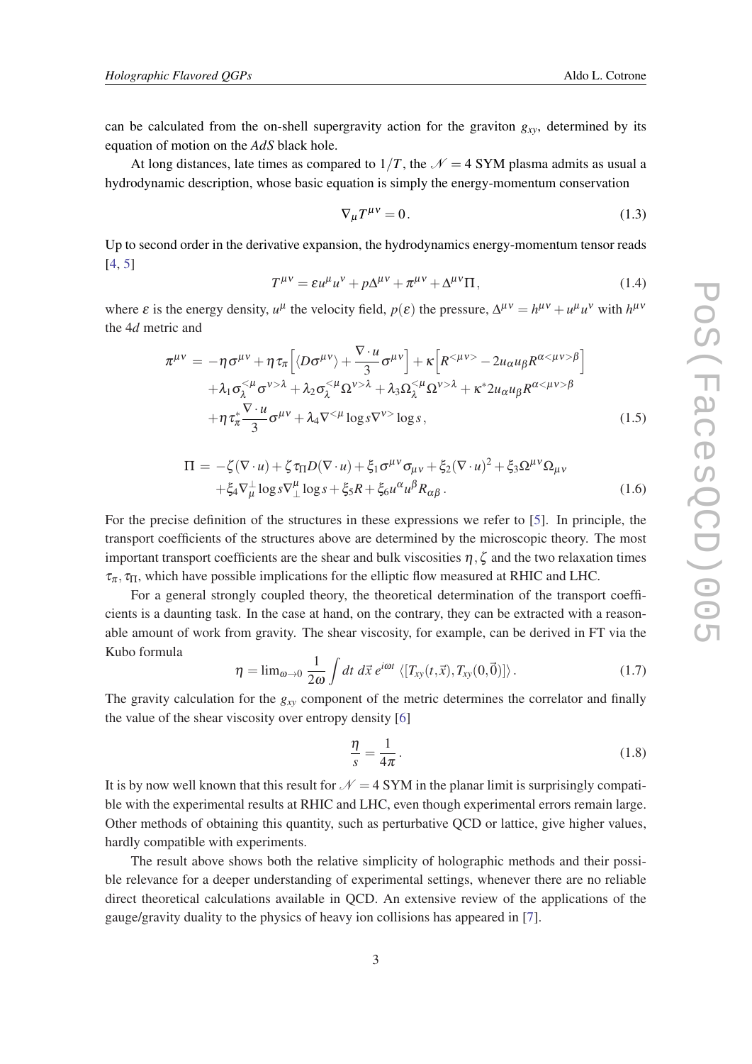can be calculated from the on-shell supergravity action for the graviton $g_{xy}$, determined by its equation of motion on the *AdS* black hole.

At long distances, late times as compared to $1/T$, the $\mathcal{N}=4$ SYM plasma admits as usual a hydrodynamic description, whose basic equation is simply the energy-momentum conservation

$$\nabla_\mu T^{\mu\nu} = 0\,. \tag{1.3}$$

Up to second order in the derivative expansion, the hydrodynamics energy-momentum tensor reads [4, 5]

$$T^{\mu\nu} = \varepsilon u^\mu u^\nu + p\Delta^{\mu\nu} + \pi^{\mu\nu} + \Delta^{\mu\nu}\Pi\,, \tag{1.4}$$

where $\varepsilon$ is the energy density, $u^\mu$ the velocity field, $p(\varepsilon)$ the pressure, $\Delta^{\mu\nu} = h^{\mu\nu} + u^\mu u^\nu$ with $h^{\mu\nu}$ the $4d$ metric and

$$\begin{aligned}
\pi^{\mu\nu} \;=\; & -\eta\sigma^{\mu\nu} + \eta\tau_\pi\left[\langle D\sigma^{\mu\nu}\rangle + \frac{\nabla\cdot u}{3}\sigma^{\mu\nu}\right] + \kappa\left[R^{<\mu\nu>} - 2u_\alpha u_\beta R^{\alpha<\mu\nu>\beta}\right] \\
& + \lambda_1\sigma_\lambda^{<\mu}\sigma^{\nu>\lambda} + \lambda_2\sigma_\lambda^{<\mu}\Omega^{\nu>\lambda} + \lambda_3\Omega_\lambda^{<\mu}\Omega^{\nu>\lambda} + \kappa^* 2u_\alpha u_\beta R^{\alpha<\mu\nu>\beta} \\
& + \eta\tau_\pi^*\frac{\nabla\cdot u}{3}\sigma^{\mu\nu} + \lambda_4\nabla^{<\mu}\log s\nabla^{\nu>}\log s\,,
\end{aligned} \tag{1.5}$$

$$\begin{aligned}
\Pi \;=\; & -\zeta(\nabla\cdot u) + \zeta\tau_\Pi D(\nabla\cdot u) + \xi_1\sigma^{\mu\nu}\sigma_{\mu\nu} + \xi_2(\nabla\cdot u)^2 + \xi_3\Omega^{\mu\nu}\Omega_{\mu\nu} \\
& + \xi_4\nabla_\mu^\perp\log s\nabla_\perp^\mu\log s + \xi_5 R + \xi_6 u^\alpha u^\beta R_{\alpha\beta}\,.
\end{aligned} \tag{1.6}$$

For the precise definition of the structures in these expressions we refer to [5]. In principle, the transport coefficients of the structures above are determined by the microscopic theory. The most important transport coefficients are the shear and bulk viscosities $\eta, \zeta$ and the two relaxation times $\tau_\pi, \tau_\Pi$, which have possible implications for the elliptic flow measured at RHIC and LHC.

For a general strongly coupled theory, the theoretical determination of the transport coefficients is a daunting task. In the case at hand, on the contrary, they can be extracted with a reasonable amount of work from gravity. The shear viscosity, for example, can be derived in FT via the Kubo formula

$$\eta = \lim_{\omega\to 0}\frac{1}{2\omega}\int dt\, d\vec{x}\, e^{i\omega t}\,\langle[T_{xy}(t,\vec{x}), T_{xy}(0,\vec{0})]\rangle\,. \tag{1.7}$$

The gravity calculation for the $g_{xy}$ component of the metric determines the correlator and finally the value of the shear viscosity over entropy density [6]

$$\frac{\eta}{s} = \frac{1}{4\pi}\,. \tag{1.8}$$

It is by now well known that this result for $\mathcal{N}=4$ SYM in the planar limit is surprisingly compatible with the experimental results at RHIC and LHC, even though experimental errors remain large. Other methods of obtaining this quantity, such as perturbative QCD or lattice, give higher values, hardly compatible with experiments.

The result above shows both the relative simplicity of holographic methods and their possible relevance for a deeper understanding of experimental settings, whenever there are no reliable direct theoretical calculations available in QCD. An extensive review of the applications of the gauge/gravity duality to the physics of heavy ion collisions has appeared in [7].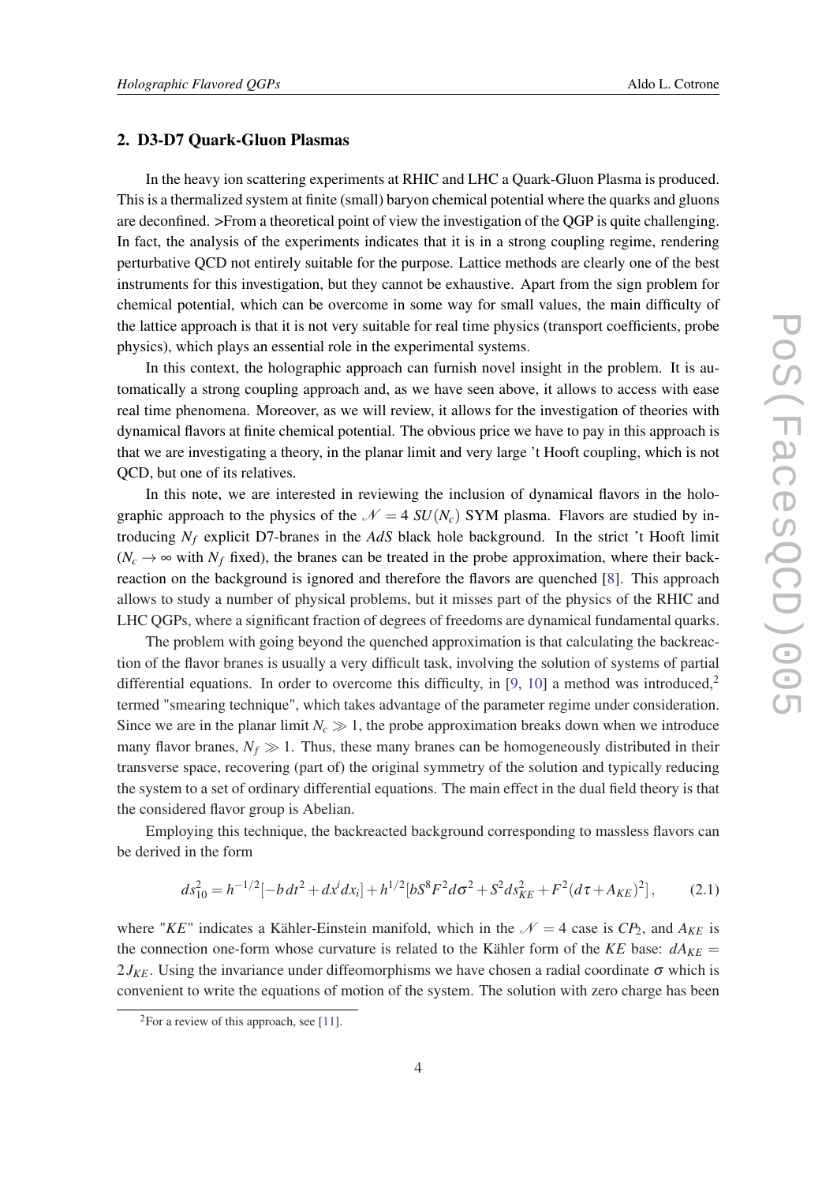## 2. D3-D7 Quark-Gluon Plasmas

In the heavy ion scattering experiments at RHIC and LHC a Quark-Gluon Plasma is produced. This is a thermalized system at finite (small) baryon chemical potential where the quarks and gluons are deconfined. >From a theoretical point of view the investigation of the QGP is quite challenging. In fact, the analysis of the experiments indicates that it is in a strong coupling regime, rendering perturbative QCD not entirely suitable for the purpose. Lattice methods are clearly one of the best instruments for this investigation, but they cannot be exhaustive. Apart from the sign problem for chemical potential, which can be overcome in some way for small values, the main difficulty of the lattice approach is that it is not very suitable for real time physics (transport coefficients, probe physics), which plays an essential role in the experimental systems.

In this context, the holographic approach can furnish novel insight in the problem. It is automatically a strong coupling approach and, as we have seen above, it allows to access with ease real time phenomena. Moreover, as we will review, it allows for the investigation of theories with dynamical flavors at finite chemical potential. The obvious price we have to pay in this approach is that we are investigating a theory, in the planar limit and very large 't Hooft coupling, which is not QCD, but one of its relatives.

In this note, we are interested in reviewing the inclusion of dynamical flavors in the holographic approach to the physics of the $\mathcal{N}=4$ $SU(N_c)$ SYM plasma. Flavors are studied by introducing $N_f$ explicit D7-branes in the *AdS* black hole background. In the strict 't Hooft limit ($N_c \to \infty$ with $N_f$ fixed), the branes can be treated in the probe approximation, where their backreaction on the background is ignored and therefore the flavors are quenched [8]. This approach allows to study a number of physical problems, but it misses part of the physics of the RHIC and LHC QGPs, where a significant fraction of degrees of freedoms are dynamical fundamental quarks.

The problem with going beyond the quenched approximation is that calculating the backreaction of the flavor branes is usually a very difficult task, involving the solution of systems of partial differential equations. In order to overcome this difficulty, in [9, 10] a method was introduced,[2] termed "smearing technique", which takes advantage of the parameter regime under consideration. Since we are in the planar limit $N_c \gg 1$, the probe approximation breaks down when we introduce many flavor branes, $N_f \gg 1$. Thus, these many branes can be homogeneously distributed in their transverse space, recovering (part of) the original symmetry of the solution and typically reducing the system to a set of ordinary differential equations. The main effect in the dual field theory is that the considered flavor group is Abelian.

Employing this technique, the backreacted background corresponding to massless flavors can be derived in the form

$$ds^2_{10} = h^{-1/2}[-b\,dt^2 + dx^i dx_i] + h^{1/2}[bS^8F^2 d\sigma^2 + S^2 ds^2_{KE} + F^2(d\tau + A_{KE})^2]\,, \tag{2.1}$$

where "*KE*" indicates a Kähler-Einstein manifold, which in the $\mathcal{N}=4$ case is $CP_2$, and $A_{KE}$ is the connection one-form whose curvature is related to the Kähler form of the *KE* base: $dA_{KE} = 2J_{KE}$. Using the invariance under diffeomorphisms we have chosen a radial coordinate $\sigma$ which is convenient to write the equations of motion of the system. The solution with zero charge has been

[2] For a review of this approach, see [11].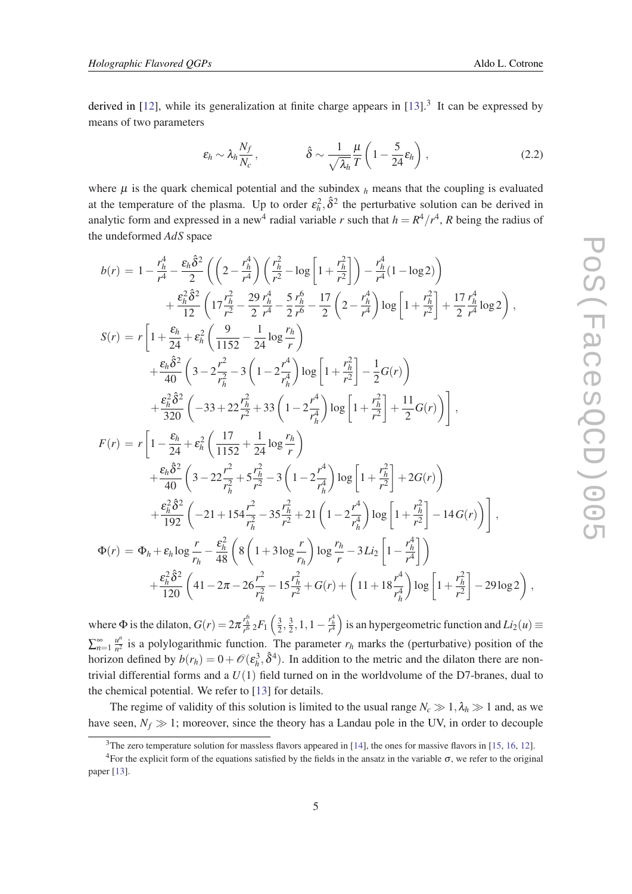derived in [12], while its generalization at finite charge appears in [13].[3] It can be expressed by means of two parameters

$$\epsilon_h \sim \lambda_h \frac{N_f}{N_c}, \qquad\qquad \hat{\delta} \sim \frac{1}{\sqrt{\lambda_h}} \frac{\mu}{T}\left(1 - \frac{5}{24}\epsilon_h\right), \tag{2.2}$$

where $\mu$ is the quark chemical potential and the subindex $_h$ means that the coupling is evaluated at the temperature of the plasma. Up to order $\epsilon_h^2, \hat{\delta}^2$ the perturbative solution can be derived in analytic form and expressed in a new[4] radial variable $r$ such that $h = R^4/r^4$, $R$ being the radius of the undeformed $AdS$ space

$$\begin{aligned}
b(r) &= 1 - \frac{r_h^4}{r^4} - \frac{\epsilon_h \hat{\delta}^2}{2}\left(\left(2 - \frac{r_h^4}{r^4}\right)\left(\frac{r_h^2}{r^2} - \log\left[1 + \frac{r_h^2}{r^2}\right]\right) - \frac{r_h^4}{r^4}(1 - \log 2)\right) \\
&\quad + \frac{\epsilon_h^2 \hat{\delta}^2}{12}\left(17\frac{r_h^2}{r^2} - \frac{29}{2}\frac{r_h^4}{r^4} - \frac{5}{2}\frac{r_h^6}{r^6} - \frac{17}{2}\left(2 - \frac{r_h^4}{r^4}\right)\log\left[1 + \frac{r_h^2}{r^2}\right] + \frac{17}{2}\frac{r_h^4}{r^4}\log 2\right), \\
S(r) &= r\left[1 + \frac{\epsilon_h}{24} + \epsilon_h^2\left(\frac{9}{1152} - \frac{1}{24}\log\frac{r_h}{r}\right)\right. \\
&\quad + \frac{\epsilon_h \hat{\delta}^2}{40}\left(3 - 2\frac{r^2}{r_h^2} - 3\left(1 - 2\frac{r^4}{r_h^4}\right)\log\left[1 + \frac{r_h^2}{r^2}\right] - \frac{1}{2}G(r)\right) \\
&\quad \left. + \frac{\epsilon_h^2 \hat{\delta}^2}{320}\left(-33 + 22\frac{r_h^2}{r^2} + 33\left(1 - 2\frac{r^4}{r_h^4}\right)\log\left[1 + \frac{r_h^2}{r^2}\right] + \frac{11}{2}G(r)\right)\right], \\
F(r) &= r\left[1 - \frac{\epsilon_h}{24} + \epsilon_h^2\left(\frac{17}{1152} + \frac{1}{24}\log\frac{r_h}{r}\right)\right. \\
&\quad + \frac{\epsilon_h \hat{\delta}^2}{40}\left(3 - 22\frac{r^2}{r_h^2} + 5\frac{r_h^2}{r^2} - 3\left(1 - 2\frac{r^4}{r_h^4}\right)\log\left[1 + \frac{r_h^2}{r^2}\right] + 2G(r)\right) \\
&\quad \left. + \frac{\epsilon_h^2 \hat{\delta}^2}{192}\left(-21 + 154\frac{r^2}{r_h^2} - 35\frac{r_h^2}{r^2} + 21\left(1 - 2\frac{r^4}{r_h^4}\right)\log\left[1 + \frac{r_h^2}{r^2}\right] - 14G(r)\right)\right], \\
\Phi(r) &= \Phi_h + \epsilon_h \log\frac{r}{r_h} - \frac{\epsilon_h^2}{48}\left(8\left(1 + 3\log\frac{r}{r_h}\right)\log\frac{r_h}{r} - 3Li_2\left[1 - \frac{r_h^4}{r^4}\right]\right) \\
&\quad + \frac{\epsilon_h^2 \hat{\delta}^2}{120}\left(41 - 2\pi - 26\frac{r^2}{r_h^2} - 15\frac{r_h^2}{r^2} + G(r) + \left(11 + 18\frac{r^4}{r_h^4}\right)\log\left[1 + \frac{r_h^2}{r^2}\right] - 29\log 2\right),
\end{aligned}$$

where $\Phi$ is the dilaton, $G(r) = 2\pi\frac{r_h^6}{r^6}\,{}_2F_1\left(\frac{3}{2}, \frac{3}{2}, 1, 1 - \frac{r_h^4}{r^4}\right)$ is an hypergeometric function and $Li_2(u) \equiv \sum_{n=1}^{\infty}\frac{u^n}{n^2}$ is a polylogarithmic function. The parameter $r_h$ marks the (perturbative) position of the horizon defined by $b(r_h) = 0 + \mathcal{O}(\epsilon_h^3, \hat{\delta}^4)$. In addition to the metric and the dilaton there are non-trivial differential forms and a $U(1)$ field turned on in the worldvolume of the D7-branes, dual to the chemical potential. We refer to [13] for details.

The regime of validity of this solution is limited to the usual range $N_c \gg 1, \lambda_h \gg 1$ and, as we have seen, $N_f \gg 1$; moreover, since the theory has a Landau pole in the UV, in order to decouple

[3] The zero temperature solution for massless flavors appeared in [14], the ones for massive flavors in [15, 16, 12].

[4] For the explicit form of the equations satisfied by the fields in the ansatz in the variable $\sigma$, we refer to the original paper [13].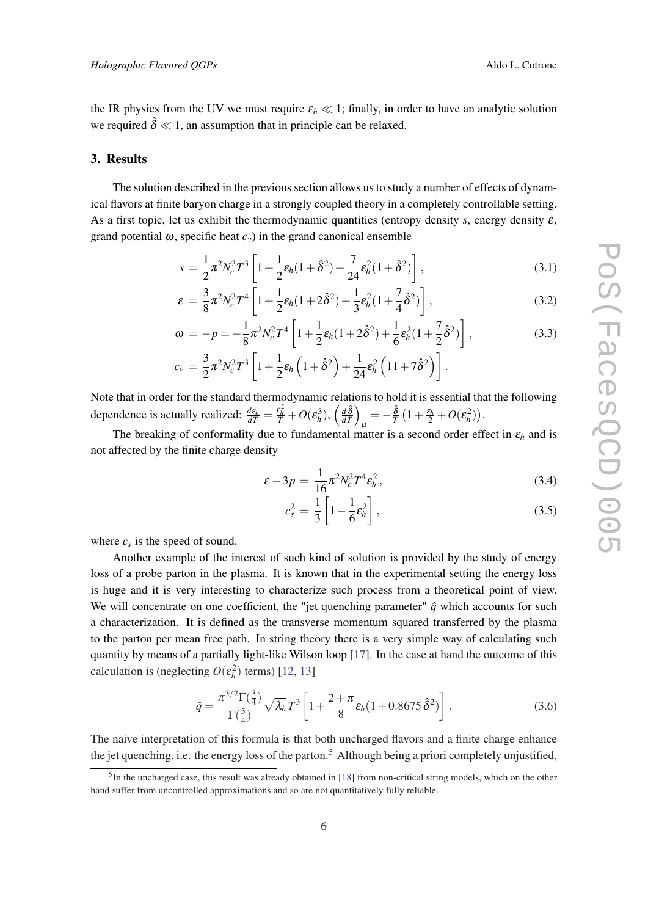the IR physics from the UV we must require $\epsilon_h \ll 1$; finally, in order to have an analytic solution we required $\hat{\delta} \ll 1$, an assumption that in principle can be relaxed.

## 3. Results

The solution described in the previous section allows us to study a number of effects of dynamical flavors at finite baryon charge in a strongly coupled theory in a completely controllable setting. As a first topic, let us exhibit the thermodynamic quantities (entropy density $s$, energy density $\varepsilon$, grand potential $\omega$, specific heat $c_v$) in the grand canonical ensemble

$$s = \frac{1}{2}\pi^2 N_c^2 T^3 \left[1 + \frac{1}{2}\epsilon_h(1+\hat{\delta}^2) + \frac{7}{24}\epsilon_h^2(1+\hat{\delta}^2)\right], \tag{3.1}$$

$$\varepsilon = \frac{3}{8}\pi^2 N_c^2 T^4 \left[1 + \frac{1}{2}\epsilon_h(1+2\hat{\delta}^2) + \frac{1}{3}\epsilon_h^2(1+\frac{7}{4}\hat{\delta}^2)\right], \tag{3.2}$$

$$\omega = -p = -\frac{1}{8}\pi^2 N_c^2 T^4 \left[1 + \frac{1}{2}\epsilon_h(1+2\hat{\delta}^2) + \frac{1}{6}\epsilon_h^2(1+\frac{7}{2}\hat{\delta}^2)\right], \tag{3.3}$$

$$c_v = \frac{3}{2}\pi^2 N_c^2 T^3 \left[1 + \frac{1}{2}\epsilon_h\left(1+\hat{\delta}^2\right) + \frac{1}{24}\epsilon_h^2\left(11+7\hat{\delta}^2\right)\right].$$

Note that in order for the standard thermodynamic relations to hold it is essential that the following dependence is actually realized: $\frac{d\epsilon_h}{dT} = \frac{\epsilon_h^2}{T} + O(\epsilon_h^3)$, $\left(\frac{d\hat{\delta}}{dT}\right)_\mu = -\frac{\hat{\delta}}{T}\left(1+\frac{\epsilon_h}{2}+O(\epsilon_h^2)\right)$.

The breaking of conformality due to fundamental matter is a second order effect in $\epsilon_h$ and is not affected by the finite charge density

$$\varepsilon - 3p = \frac{1}{16}\pi^2 N_c^2 T^4 \epsilon_h^2, \tag{3.4}$$

$$c_s^2 = \frac{1}{3}\left[1 - \frac{1}{6}\epsilon_h^2\right], \tag{3.5}$$

where $c_s$ is the speed of sound.

Another example of the interest of such kind of solution is provided by the study of energy loss of a probe parton in the plasma. It is known that in the experimental setting the energy loss is huge and it is very interesting to characterize such process from a theoretical point of view. We will concentrate on one coefficient, the "jet quenching parameter" $\hat{q}$ which accounts for such a characterization. It is defined as the transverse momentum squared transferred by the plasma to the parton per mean free path. In string theory there is a very simple way of calculating such quantity by means of a partially light-like Wilson loop [17]. In the case at hand the outcome of this calculation is (neglecting $O(\epsilon_h^2)$ terms) [12, 13]

$$\hat{q} = \frac{\pi^{3/2}\Gamma(\frac{3}{4})}{\Gamma(\frac{5}{4})}\sqrt{\lambda_h}\,T^3\left[1 + \frac{2+\pi}{8}\epsilon_h(1+0.8675\,\hat{\delta}^2)\right]. \tag{3.6}$$

The naive interpretation of this formula is that both uncharged flavors and a finite charge enhance the jet quenching, i.e. the energy loss of the parton.[5] Although being a priori completely unjustified,

[5] In the uncharged case, this result was already obtained in [18] from non-critical string models, which on the other hand suffer from uncontrolled approximations and so are not quantitatively fully reliable.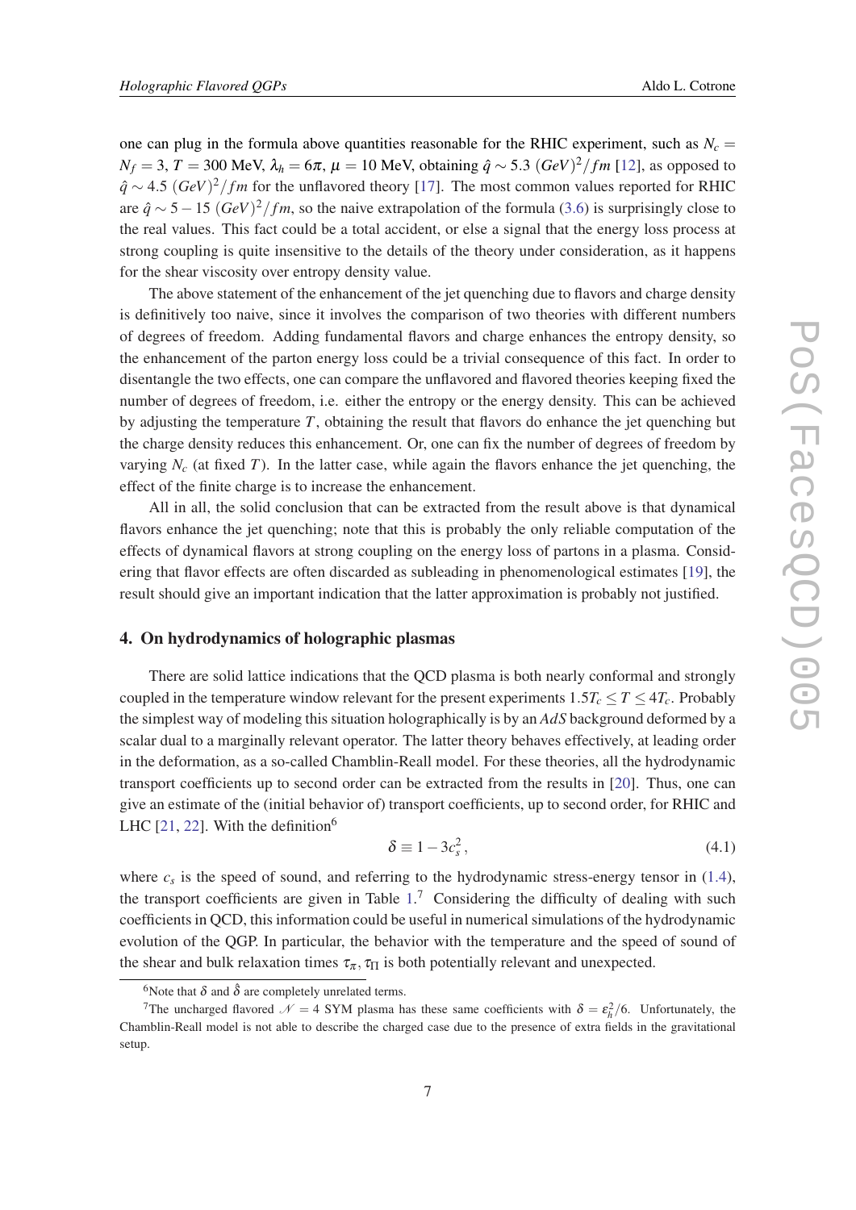one can plug in the formula above quantities reasonable for the RHIC experiment, such as $N_c = N_f = 3$, $T = 300$ MeV, $\lambda_h = 6\pi$, $\mu = 10$ MeV, obtaining $\hat{q} \sim 5.3\ (GeV)^2/fm$ [12], as opposed to $\hat{q} \sim 4.5\ (GeV)^2/fm$ for the unflavored theory [17]. The most common values reported for RHIC are $\hat{q} \sim 5-15\ (GeV)^2/fm$, so the naive extrapolation of the formula (3.6) is surprisingly close to the real values. This fact could be a total accident, or else a signal that the energy loss process at strong coupling is quite insensitive to the details of the theory under consideration, as it happens for the shear viscosity over entropy density value.

The above statement of the enhancement of the jet quenching due to flavors and charge density is definitively too naive, since it involves the comparison of two theories with different numbers of degrees of freedom. Adding fundamental flavors and charge enhances the entropy density, so the enhancement of the parton energy loss could be a trivial consequence of this fact. In order to disentangle the two effects, one can compare the unflavored and flavored theories keeping fixed the number of degrees of freedom, i.e. either the entropy or the energy density. This can be achieved by adjusting the temperature $T$, obtaining the result that flavors do enhance the jet quenching but the charge density reduces this enhancement. Or, one can fix the number of degrees of freedom by varying $N_c$ (at fixed $T$). In the latter case, while again the flavors enhance the jet quenching, the effect of the finite charge is to increase the enhancement.

All in all, the solid conclusion that can be extracted from the result above is that dynamical flavors enhance the jet quenching; note that this is probably the only reliable computation of the effects of dynamical flavors at strong coupling on the energy loss of partons in a plasma. Considering that flavor effects are often discarded as subleading in phenomenological estimates [19], the result should give an important indication that the latter approximation is probably not justified.

## 4. On hydrodynamics of holographic plasmas

There are solid lattice indications that the QCD plasma is both nearly conformal and strongly coupled in the temperature window relevant for the present experiments $1.5T_c \leq T \leq 4T_c$. Probably the simplest way of modeling this situation holographically is by an $AdS$ background deformed by a scalar dual to a marginally relevant operator. The latter theory behaves effectively, at leading order in the deformation, as a so-called Chamblin-Reall model. For these theories, all the hydrodynamic transport coefficients up to second order can be extracted from the results in [20]. Thus, one can give an estimate of the (initial behavior of) transport coefficients, up to second order, for RHIC and LHC [21, 22]. With the definition[6]

$$\delta \equiv 1 - 3c_s^2\,, \tag{4.1}$$

where $c_s$ is the speed of sound, and referring to the hydrodynamic stress-energy tensor in (1.4), the transport coefficients are given in Table 1.[7] Considering the difficulty of dealing with such coefficients in QCD, this information could be useful in numerical simulations of the hydrodynamic evolution of the QGP. In particular, the behavior with the temperature and the speed of sound of the shear and bulk relaxation times $\tau_\pi, \tau_\Pi$ is both potentially relevant and unexpected.

[6] Note that $\delta$ and $\hat{\delta}$ are completely unrelated terms.

[7] The uncharged flavored $\mathcal{N} = 4$ SYM plasma has these same coefficients with $\delta = \epsilon_h^2/6$. Unfortunately, the Chamblin-Reall model is not able to describe the charged case due to the presence of extra fields in the gravitational setup.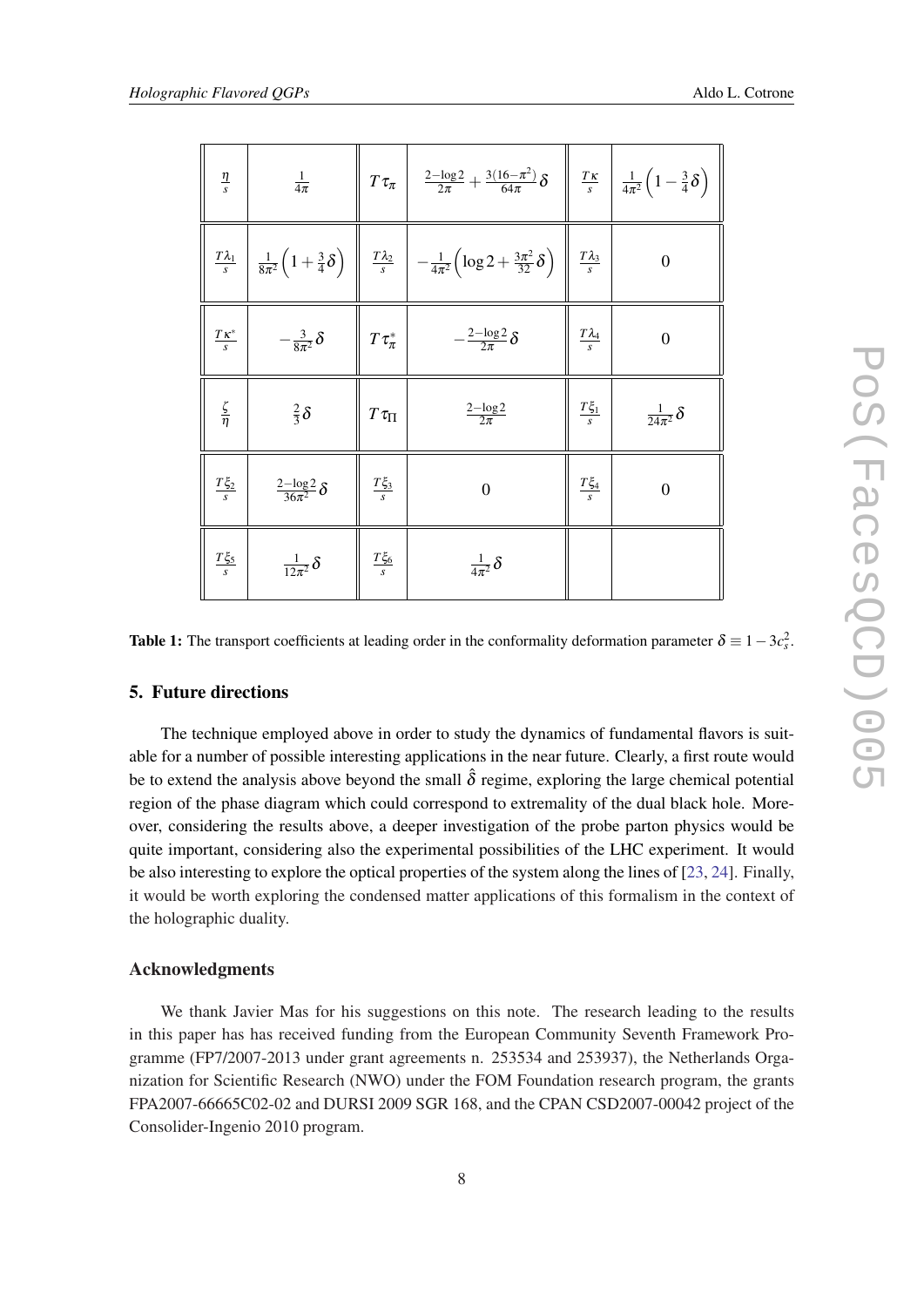| | | | | | |
|---|---|---|---|---|---|
| $\frac{\eta}{s}$ | $\frac{1}{4\pi}$ | $T\tau_\pi$ | $\frac{2-\log 2}{2\pi}+\frac{3(16-\pi^2)}{64\pi}\delta$ | $\frac{T\kappa}{s}$ | $\frac{1}{4\pi^2}\left(1-\frac{3}{4}\delta\right)$ |
| $\frac{T\lambda_1}{s}$ | $\frac{1}{8\pi^2}\left(1+\frac{3}{4}\delta\right)$ | $\frac{T\lambda_2}{s}$ | $-\frac{1}{4\pi^2}\left(\log 2+\frac{3\pi^2}{32}\delta\right)$ | $\frac{T\lambda_3}{s}$ | $0$ |
| $\frac{T\kappa^*}{s}$ | $-\frac{3}{8\pi^2}\delta$ | $T\tau_\pi^*$ | $-\frac{2-\log 2}{2\pi}\delta$ | $\frac{T\lambda_4}{s}$ | $0$ |
| $\frac{\zeta}{\eta}$ | $\frac{2}{3}\delta$ | $T\tau_\Pi$ | $\frac{2-\log 2}{2\pi}$ | $\frac{T\xi_1}{s}$ | $\frac{1}{24\pi^2}\delta$ |
| $\frac{T\xi_2}{s}$ | $\frac{2-\log 2}{36\pi^2}\delta$ | $\frac{T\xi_3}{s}$ | $0$ | $\frac{T\xi_4}{s}$ | $0$ |
| $\frac{T\xi_5}{s}$ | $\frac{1}{12\pi^2}\delta$ | $\frac{T\xi_6}{s}$ | $\frac{1}{4\pi^2}\delta$ | | |

**Table 1:** The transport coefficients at leading order in the conformality deformation parameter $\delta \equiv 1-3c_s^2$.

## 5. Future directions

The technique employed above in order to study the dynamics of fundamental flavors is suitable for a number of possible interesting applications in the near future. Clearly, a first route would be to extend the analysis above beyond the small $\hat{\delta}$ regime, exploring the large chemical potential region of the phase diagram which could correspond to extremality of the dual black hole. Moreover, considering the results above, a deeper investigation of the probe parton physics would be quite important, considering also the experimental possibilities of the LHC experiment. It would be also interesting to explore the optical properties of the system along the lines of [23, 24]. Finally, it would be worth exploring the condensed matter applications of this formalism in the context of the holographic duality.

## Acknowledgments

We thank Javier Mas for his suggestions on this note. The research leading to the results in this paper has has received funding from the European Community Seventh Framework Programme (FP7/2007-2013 under grant agreements n. 253534 and 253937), the Netherlands Organization for Scientific Research (NWO) under the FOM Foundation research program, the grants FPA2007-66665C02-02 and DURSI 2009 SGR 168, and the CPAN CSD2007-00042 project of the Consolider-Ingenio 2010 program.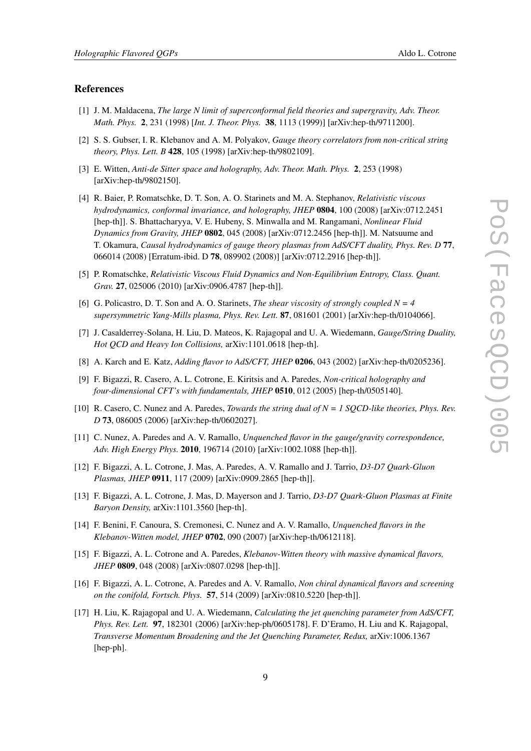## References

[1] J. M. Maldacena, *The large N limit of superconformal field theories and supergravity, Adv. Theor. Math. Phys.* **2**, 231 (1998) [*Int. J. Theor. Phys.* **38**, 1113 (1999)] [arXiv:hep-th/9711200].

[2] S. S. Gubser, I. R. Klebanov and A. M. Polyakov, *Gauge theory correlators from non-critical string theory, Phys. Lett. B* **428**, 105 (1998) [arXiv:hep-th/9802109].

[3] E. Witten, *Anti-de Sitter space and holography, Adv. Theor. Math. Phys.* **2**, 253 (1998) [arXiv:hep-th/9802150].

[4] R. Baier, P. Romatschke, D. T. Son, A. O. Starinets and M. A. Stephanov, *Relativistic viscous hydrodynamics, conformal invariance, and holography, JHEP* **0804**, 100 (2008) [arXiv:0712.2451 [hep-th]]. S. Bhattacharyya, V. E. Hubeny, S. Minwalla and M. Rangamani, *Nonlinear Fluid Dynamics from Gravity, JHEP* **0802**, 045 (2008) [arXiv:0712.2456 [hep-th]]. M. Natsuume and T. Okamura, *Causal hydrodynamics of gauge theory plasmas from AdS/CFT duality, Phys. Rev. D* **77**, 066014 (2008) [Erratum-ibid. D **78**, 089902 (2008)] [arXiv:0712.2916 [hep-th]].

[5] P. Romatschke, *Relativistic Viscous Fluid Dynamics and Non-Equilibrium Entropy, Class. Quant. Grav.* **27**, 025006 (2010) [arXiv:0906.4787 [hep-th]].

[6] G. Policastro, D. T. Son and A. O. Starinets, *The shear viscosity of strongly coupled N = 4 supersymmetric Yang-Mills plasma, Phys. Rev. Lett.* **87**, 081601 (2001) [arXiv:hep-th/0104066].

[7] J. Casalderrey-Solana, H. Liu, D. Mateos, K. Rajagopal and U. A. Wiedemann, *Gauge/String Duality, Hot QCD and Heavy Ion Collisions,* arXiv:1101.0618 [hep-th].

[8] A. Karch and E. Katz, *Adding flavor to AdS/CFT, JHEP* **0206**, 043 (2002) [arXiv:hep-th/0205236].

[9] F. Bigazzi, R. Casero, A. L. Cotrone, E. Kiritsis and A. Paredes, *Non-critical holography and four-dimensional CFT's with fundamentals, JHEP* **0510**, 012 (2005) [hep-th/0505140].

[10] R. Casero, C. Nunez and A. Paredes, *Towards the string dual of N = 1 SQCD-like theories, Phys. Rev. D* **73**, 086005 (2006) [arXiv:hep-th/0602027].

[11] C. Nunez, A. Paredes and A. V. Ramallo, *Unquenched flavor in the gauge/gravity correspondence, Adv. High Energy Phys.* **2010**, 196714 (2010) [arXiv:1002.1088 [hep-th]].

[12] F. Bigazzi, A. L. Cotrone, J. Mas, A. Paredes, A. V. Ramallo and J. Tarrio, *D3-D7 Quark-Gluon Plasmas, JHEP* **0911**, 117 (2009) [arXiv:0909.2865 [hep-th]].

[13] F. Bigazzi, A. L. Cotrone, J. Mas, D. Mayerson and J. Tarrio, *D3-D7 Quark-Gluon Plasmas at Finite Baryon Density,* arXiv:1101.3560 [hep-th].

[14] F. Benini, F. Canoura, S. Cremonesi, C. Nunez and A. V. Ramallo, *Unquenched flavors in the Klebanov-Witten model, JHEP* **0702**, 090 (2007) [arXiv:hep-th/0612118].

[15] F. Bigazzi, A. L. Cotrone and A. Paredes, *Klebanov-Witten theory with massive dynamical flavors, JHEP* **0809**, 048 (2008) [arXiv:0807.0298 [hep-th]].

[16] F. Bigazzi, A. L. Cotrone, A. Paredes and A. V. Ramallo, *Non chiral dynamical flavors and screening on the conifold, Fortsch. Phys.* **57**, 514 (2009) [arXiv:0810.5220 [hep-th]].

[17] H. Liu, K. Rajagopal and U. A. Wiedemann, *Calculating the jet quenching parameter from AdS/CFT, Phys. Rev. Lett.* **97**, 182301 (2006) [arXiv:hep-ph/0605178]. F. D'Eramo, H. Liu and K. Rajagopal, *Transverse Momentum Broadening and the Jet Quenching Parameter, Redux,* arXiv:1006.1367 [hep-ph].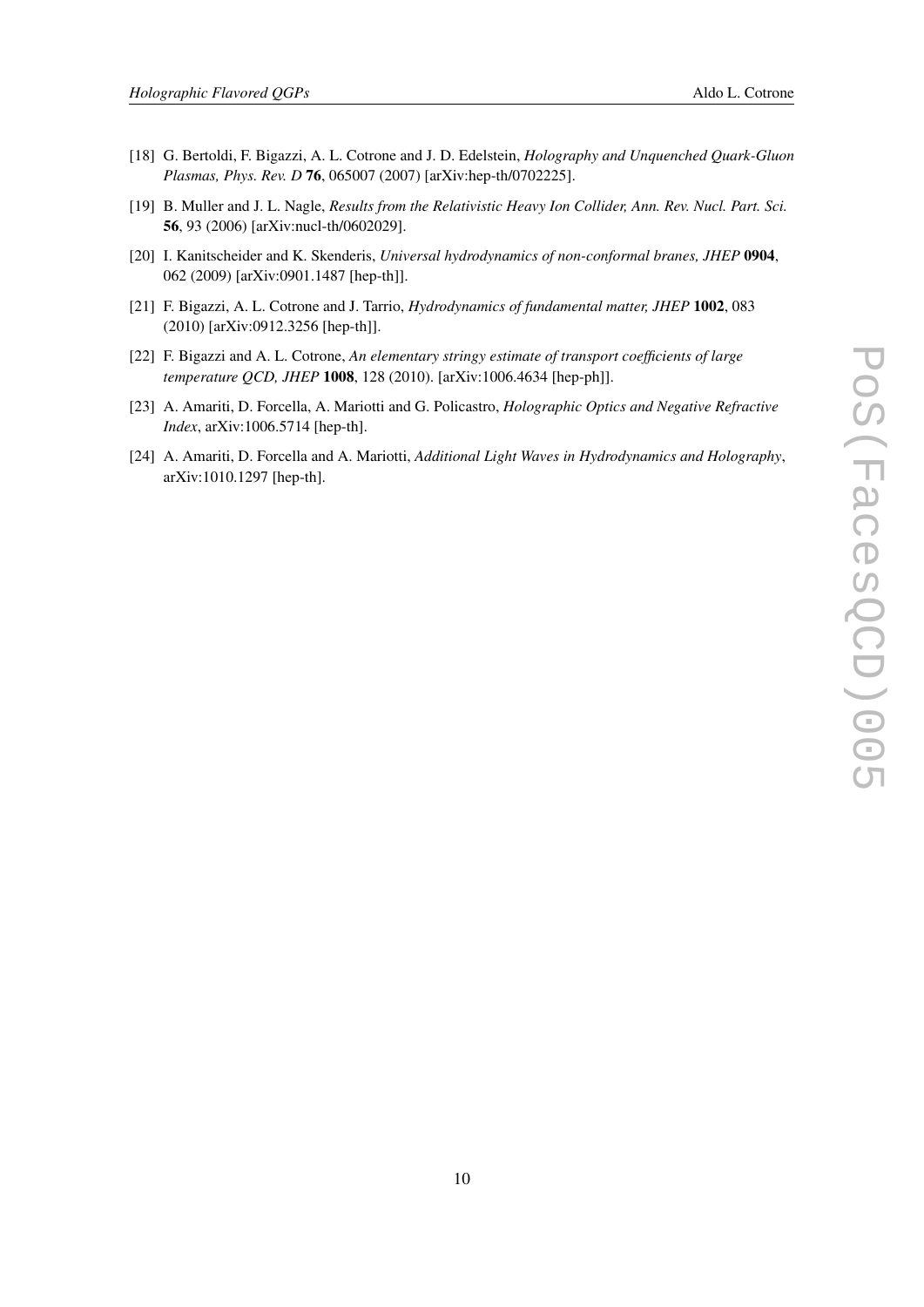[18] G. Bertoldi, F. Bigazzi, A. L. Cotrone and J. D. Edelstein, *Holography and Unquenched Quark-Gluon Plasmas, Phys. Rev. D* **76**, 065007 (2007) [arXiv:hep-th/0702225].

[19] B. Muller and J. L. Nagle, *Results from the Relativistic Heavy Ion Collider, Ann. Rev. Nucl. Part. Sci.* **56**, 93 (2006) [arXiv:nucl-th/0602029].

[20] I. Kanitscheider and K. Skenderis, *Universal hydrodynamics of non-conformal branes, JHEP* **0904**, 062 (2009) [arXiv:0901.1487 [hep-th]].

[21] F. Bigazzi, A. L. Cotrone and J. Tarrio, *Hydrodynamics of fundamental matter, JHEP* **1002**, 083 (2010) [arXiv:0912.3256 [hep-th]].

[22] F. Bigazzi and A. L. Cotrone, *An elementary stringy estimate of transport coefficients of large temperature QCD, JHEP* **1008**, 128 (2010). [arXiv:1006.4634 [hep-ph]].

[23] A. Amariti, D. Forcella, A. Mariotti and G. Policastro, *Holographic Optics and Negative Refractive Index*, arXiv:1006.5714 [hep-th].

[24] A. Amariti, D. Forcella and A. Mariotti, *Additional Light Waves in Hydrodynamics and Holography*, arXiv:1010.1297 [hep-th].